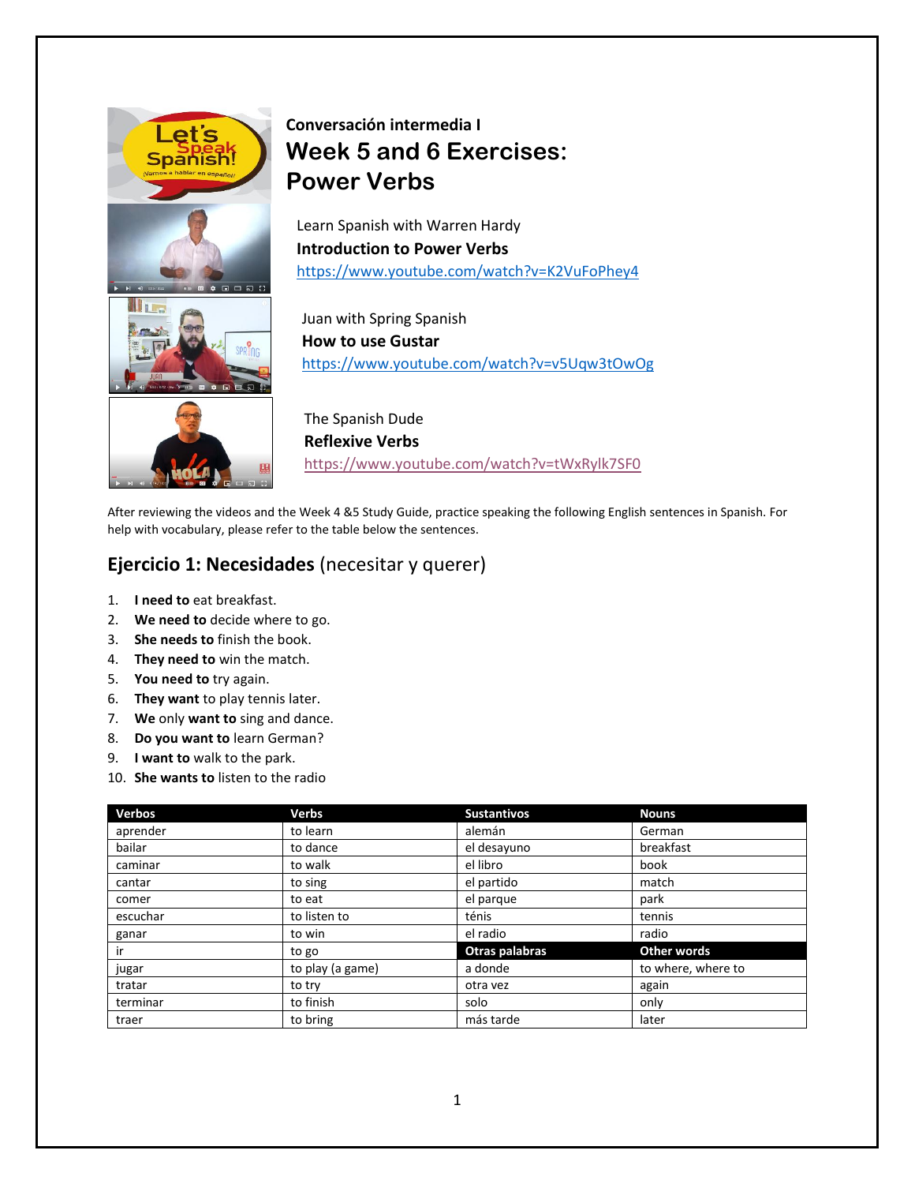**Conversación intermedia I**

# Week 5 and 6 Exercises: Power Verbs

Learn Spanish with Warren Hardy
**Introduction to Power Verbs**
https://www.youtube.com/watch?v=K2VuFoPhey4

Juan with Spring Spanish
**How to use Gustar**
https://www.youtube.com/watch?v=v5Uqw3tOwOg

The Spanish Dude
**Reflexive Verbs**
https://www.youtube.com/watch?v=tWxRylk7SF0

After reviewing the videos and the Week 4 &5 Study Guide, practice speaking the following English sentences in Spanish. For help with vocabulary, please refer to the table below the sentences.

## Ejercicio 1: Necesidades (necesitar y querer)

1. **I need to** eat breakfast.
2. **We need to** decide where to go.
3. **She needs to** finish the book.
4. **They need to** win the match.
5. **You need to** try again.
6. **They want** to play tennis later.
7. **We** only **want to** sing and dance.
8. **Do you want to** learn German?
9. **I want to** walk to the park.
10. **She wants to** listen to the radio

| Verbos | Verbs | Sustantivos | Nouns |
|---|---|---|---|
| aprender | to learn | alemán | German |
| bailar | to dance | el desayuno | breakfast |
| caminar | to walk | el libro | book |
| cantar | to sing | el partido | match |
| comer | to eat | el parque | park |
| escuchar | to listen to | ténis | tennis |
| ganar | to win | el radio | radio |
| ir | to go | **Otras palabras** | **Other words** |
| jugar | to play (a game) | a donde | to where, where to |
| tratar | to try | otra vez | again |
| terminar | to finish | solo | only |
| traer | to bring | más tarde | later |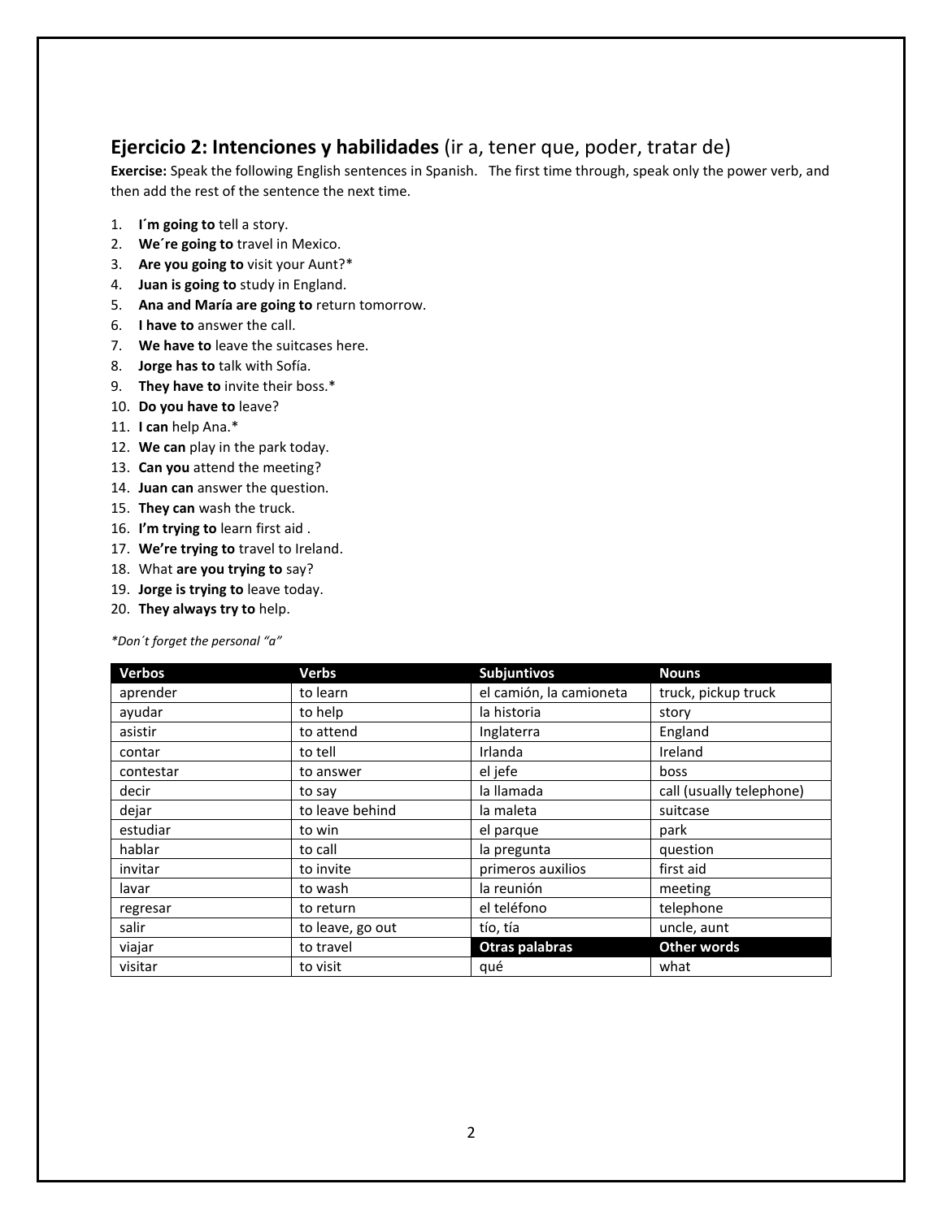## Ejercicio 2: Intenciones y habilidades (ir a, tener que, poder, tratar de)

**Exercise:** Speak the following English sentences in Spanish. The first time through, speak only the power verb, and then add the rest of the sentence the next time.

1. **I´m going to** tell a story.
2. **We´re going to** travel in Mexico.
3. **Are you going to** visit your Aunt?*
4. **Juan is going to** study in England.
5. **Ana and María are going to** return tomorrow.
6. **I have to** answer the call.
7. **We have to** leave the suitcases here.
8. **Jorge has to** talk with Sofía.
9. **They have to** invite their boss.*
10. **Do you have to** leave?
11. **I can** help Ana.*
12. **We can** play in the park today.
13. **Can you** attend the meeting?
14. **Juan can** answer the question.
15. **They can** wash the truck.
16. **I'm trying to** learn first aid .
17. **We're trying to** travel to Ireland.
18. What **are you trying to** say?
19. **Jorge is trying to** leave today.
20. **They always try to** help.

*\*Don´t forget the personal "a"*

| Verbos | Verbs | Subjuntivos | Nouns |
|---|---|---|---|
| aprender | to learn | el camión, la camioneta | truck, pickup truck |
| ayudar | to help | la historia | story |
| asistir | to attend | Inglaterra | England |
| contar | to tell | Irlanda | Ireland |
| contestar | to answer | el jefe | boss |
| decir | to say | la llamada | call (usually telephone) |
| dejar | to leave behind | la maleta | suitcase |
| estudiar | to win | el parque | park |
| hablar | to call | la pregunta | question |
| invitar | to invite | primeros auxilios | first aid |
| lavar | to wash | la reunión | meeting |
| regresar | to return | el teléfono | telephone |
| salir | to leave, go out | tío, tía | uncle, aunt |
| viajar | to travel | **Otras palabras** | **Other words** |
| visitar | to visit | qué | what |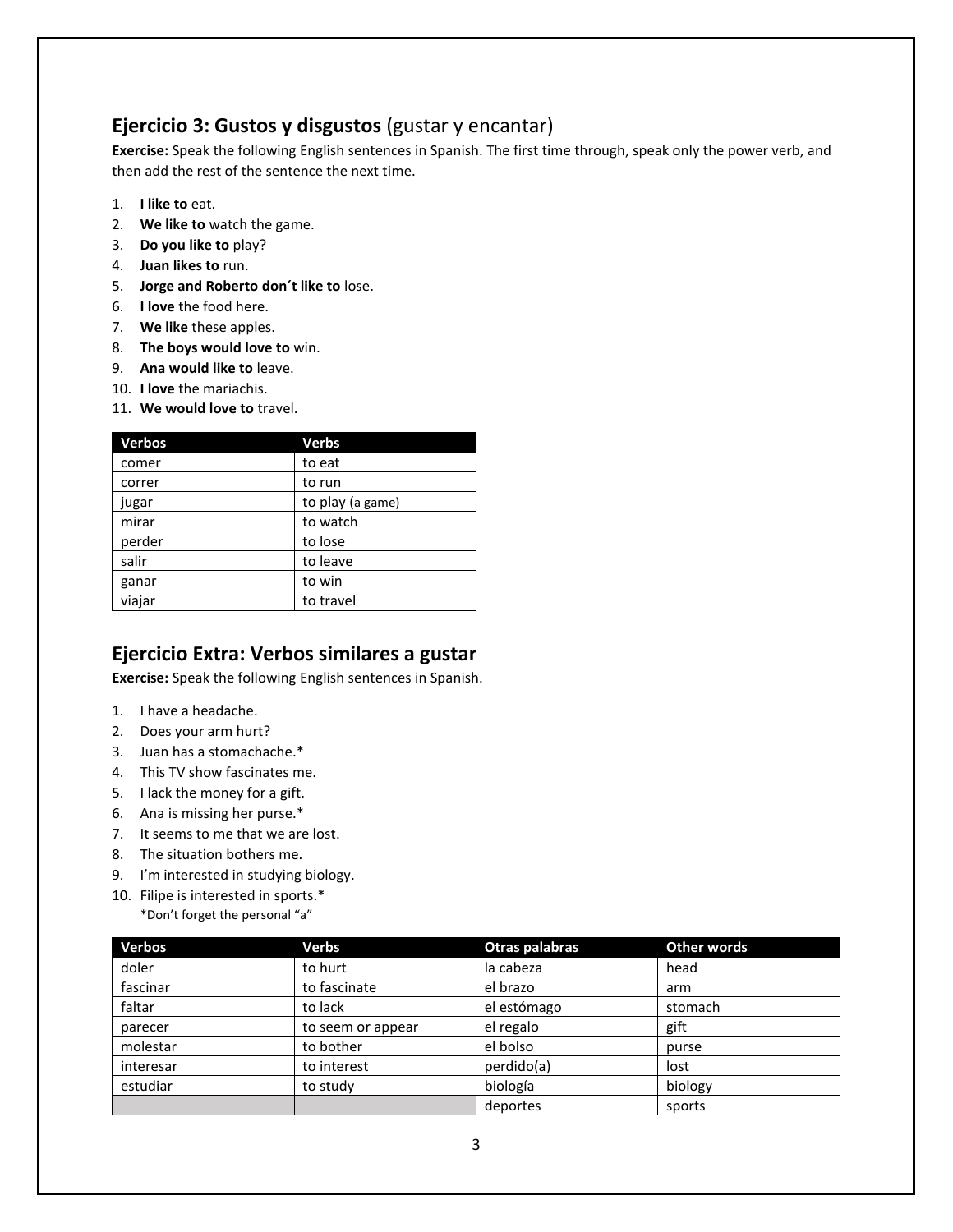## Ejercicio 3: Gustos y disgustos (gustar y encantar)

**Exercise:** Speak the following English sentences in Spanish. The first time through, speak only the power verb, and then add the rest of the sentence the next time.

1. **I like to** eat.
2. **We like to** watch the game.
3. **Do you like to** play?
4. **Juan likes to** run.
5. **Jorge and Roberto don´t like to** lose.
6. **I love** the food here.
7. **We like** these apples.
8. **The boys would love to** win.
9. **Ana would like to** leave.
10. **I love** the mariachis.
11. **We would love to** travel.

| Verbos | Verbs |
|---|---|
| comer | to eat |
| correr | to run |
| jugar | to play (a game) |
| mirar | to watch |
| perder | to lose |
| salir | to leave |
| ganar | to win |
| viajar | to travel |

## Ejercicio Extra: Verbos similares a gustar

**Exercise:** Speak the following English sentences in Spanish.

1. I have a headache.
2. Does your arm hurt?
3. Juan has a stomachache.*
4. This TV show fascinates me.
5. I lack the money for a gift.
6. Ana is missing her purse.*
7. It seems to me that we are lost.
8. The situation bothers me.
9. I'm interested in studying biology.
10. Filipe is interested in sports.*

*Don't forget the personal "a"

| Verbos | Verbs | Otras palabras | Other words |
|---|---|---|---|
| doler | to hurt | la cabeza | head |
| fascinar | to fascinate | el brazo | arm |
| faltar | to lack | el estómago | stomach |
| parecer | to seem or appear | el regalo | gift |
| molestar | to bother | el bolso | purse |
| interesar | to interest | perdido(a) | lost |
| estudiar | to study | biología | biology |
| | | deportes | sports |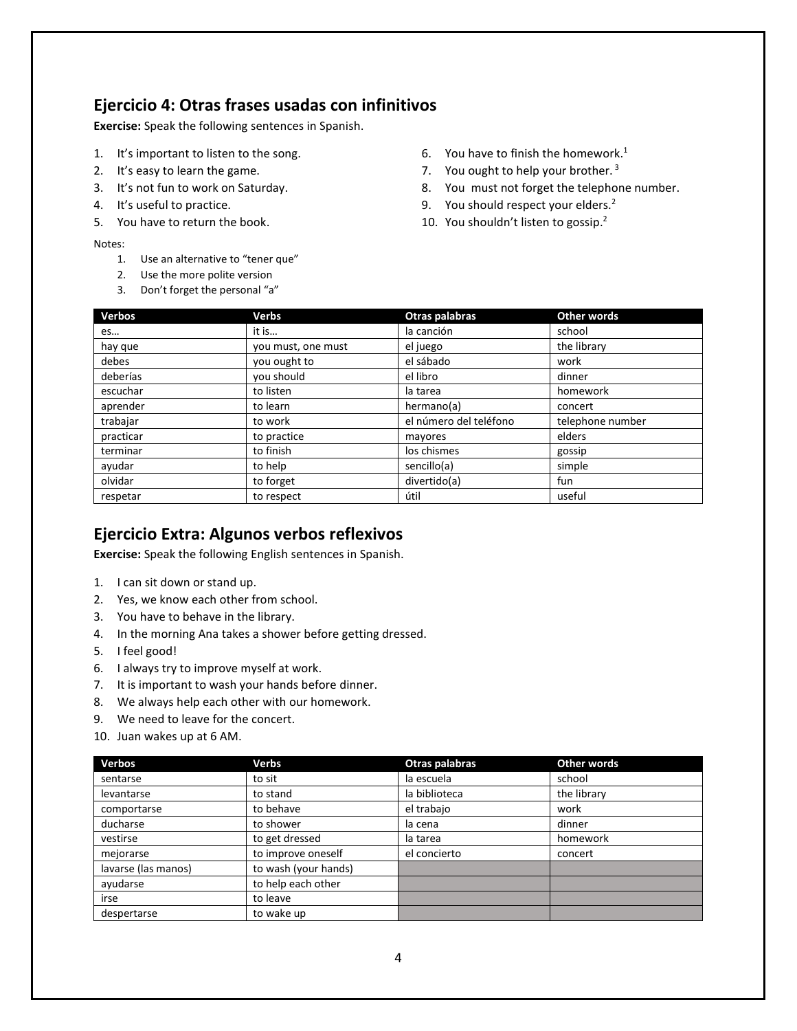## Ejercicio 4: Otras frases usadas con infinitivos

**Exercise:** Speak the following sentences in Spanish.

1. It's important to listen to the song.
2. It's easy to learn the game.
3. It's not fun to work on Saturday.
4. It's useful to practice.
5. You have to return the book.
6. You have to finish the homework.[1]
7. You ought to help your brother. [3]
8. You must not forget the telephone number.
9. You should respect your elders.[2]
10. You shouldn't listen to gossip.[2]

Notes:

1. Use an alternative to "tener que"
2. Use the more polite version
3. Don't forget the personal "a"

| Verbos | Verbs | Otras palabras | Other words |
|---|---|---|---|
| es… | it is… | la canción | school |
| hay que | you must, one must | el juego | the library |
| debes | you ought to | el sábado | work |
| deberías | you should | el libro | dinner |
| escuchar | to listen | la tarea | homework |
| aprender | to learn | hermano(a) | concert |
| trabajar | to work | el número del teléfono | telephone number |
| practicar | to practice | mayores | elders |
| terminar | to finish | los chismes | gossip |
| ayudar | to help | sencillo(a) | simple |
| olvidar | to forget | divertido(a) | fun |
| respetar | to respect | útil | useful |

## Ejercicio Extra: Algunos verbos reflexivos

**Exercise:** Speak the following English sentences in Spanish.

1. I can sit down or stand up.
2. Yes, we know each other from school.
3. You have to behave in the library.
4. In the morning Ana takes a shower before getting dressed.
5. I feel good!
6. I always try to improve myself at work.
7. It is important to wash your hands before dinner.
8. We always help each other with our homework.
9. We need to leave for the concert.
10. Juan wakes up at 6 AM.

| Verbos | Verbs | Otras palabras | Other words |
|---|---|---|---|
| sentarse | to sit | la escuela | school |
| levantarse | to stand | la biblioteca | the library |
| comportarse | to behave | el trabajo | work |
| ducharse | to shower | la cena | dinner |
| vestirse | to get dressed | la tarea | homework |
| mejorarse | to improve oneself | el concierto | concert |
| lavarse (las manos) | to wash (your hands) | | |
| ayudarse | to help each other | | |
| irse | to leave | | |
| despertarse | to wake up | | |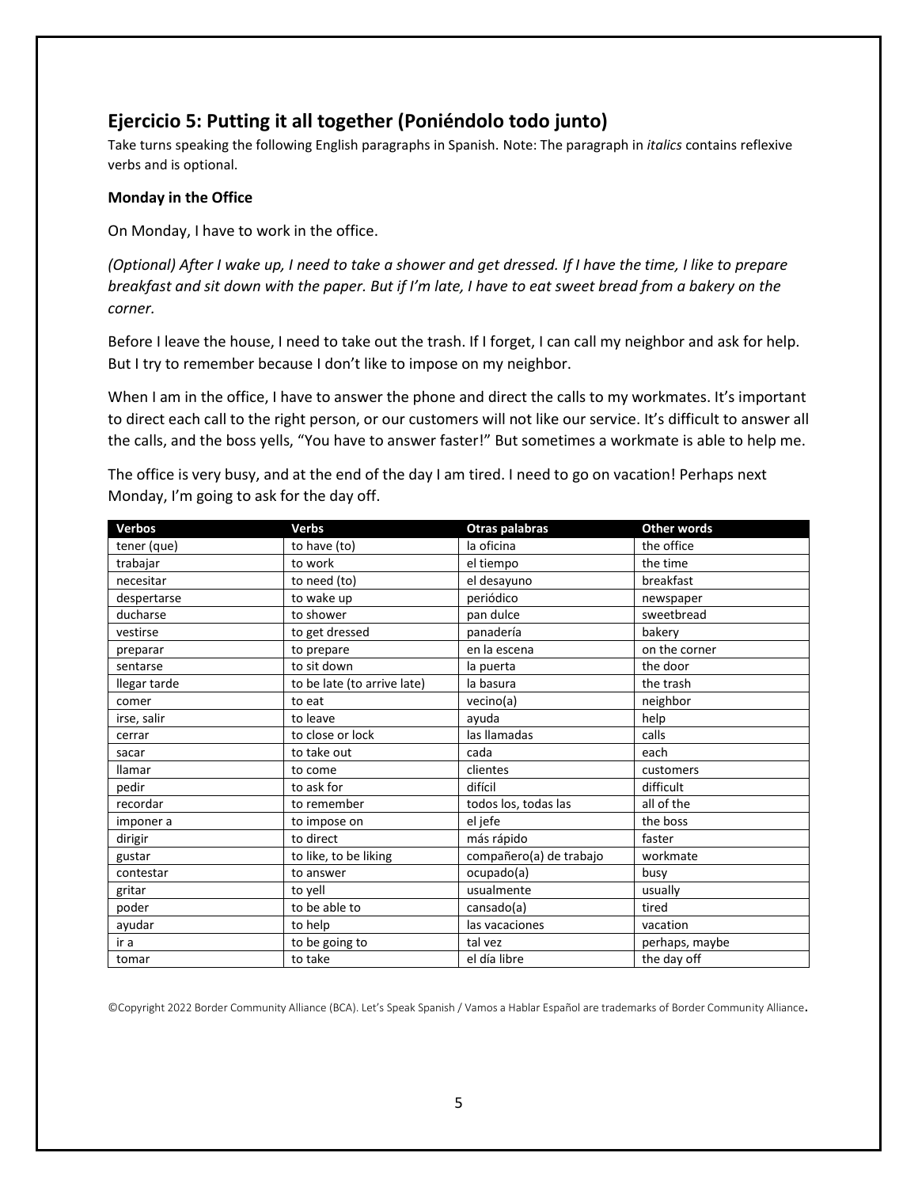## Ejercicio 5: Putting it all together (Poniéndolo todo junto)

Take turns speaking the following English paragraphs in Spanish. Note: The paragraph in *italics* contains reflexive verbs and is optional.

**Monday in the Office**

On Monday, I have to work in the office.

*(Optional) After I wake up, I need to take a shower and get dressed. If I have the time, I like to prepare breakfast and sit down with the paper. But if I'm late, I have to eat sweet bread from a bakery on the corner.*

Before I leave the house, I need to take out the trash. If I forget, I can call my neighbor and ask for help. But I try to remember because I don't like to impose on my neighbor.

When I am in the office, I have to answer the phone and direct the calls to my workmates. It's important to direct each call to the right person, or our customers will not like our service. It's difficult to answer all the calls, and the boss yells, "You have to answer faster!" But sometimes a workmate is able to help me.

The office is very busy, and at the end of the day I am tired. I need to go on vacation! Perhaps next Monday, I'm going to ask for the day off.

| Verbos | Verbs | Otras palabras | Other words |
|---|---|---|---|
| tener (que) | to have (to) | la oficina | the office |
| trabajar | to work | el tiempo | the time |
| necesitar | to need (to) | el desayuno | breakfast |
| despertarse | to wake up | periódico | newspaper |
| ducharse | to shower | pan dulce | sweetbread |
| vestirse | to get dressed | panadería | bakery |
| preparar | to prepare | en la escena | on the corner |
| sentarse | to sit down | la puerta | the door |
| llegar tarde | to be late (to arrive late) | la basura | the trash |
| comer | to eat | vecino(a) | neighbor |
| irse, salir | to leave | ayuda | help |
| cerrar | to close or lock | las llamadas | calls |
| sacar | to take out | cada | each |
| llamar | to come | clientes | customers |
| pedir | to ask for | difícil | difficult |
| recordar | to remember | todos los, todas las | all of the |
| imponer a | to impose on | el jefe | the boss |
| dirigir | to direct | más rápido | faster |
| gustar | to like, to be liking | compañero(a) de trabajo | workmate |
| contestar | to answer | ocupado(a) | busy |
| gritar | to yell | usualmente | usually |
| poder | to be able to | cansado(a) | tired |
| ayudar | to help | las vacaciones | vacation |
| ir a | to be going to | tal vez | perhaps, maybe |
| tomar | to take | el día libre | the day off |

©Copyright 2022 Border Community Alliance (BCA). Let's Speak Spanish / Vamos a Hablar Español are trademarks of Border Community Alliance.